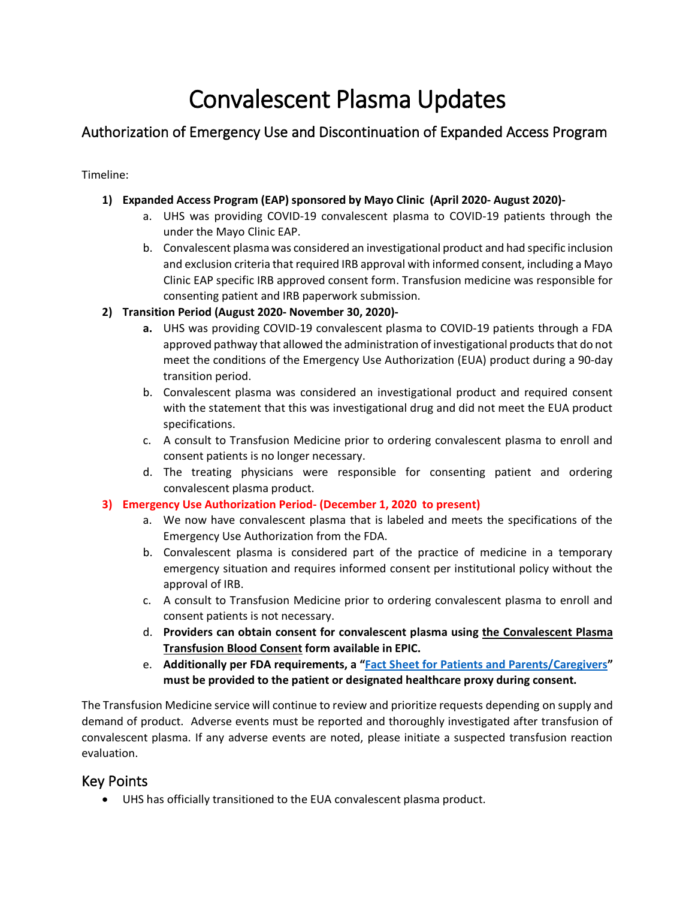# Convalescent Plasma Updates

## Authorization of Emergency Use and Discontinuation of Expanded Access Program

Timeline:

1) **Expanded Access Program (EAP) sponsored by Mayo Clinic (April 2020- August 2020)-**
    a. UHS was providing COVID-19 convalescent plasma to COVID-19 patients through the under the Mayo Clinic EAP.
    b. Convalescent plasma was considered an investigational product and had specific inclusion and exclusion criteria that required IRB approval with informed consent, including a Mayo Clinic EAP specific IRB approved consent form. Transfusion medicine was responsible for consenting patient and IRB paperwork submission.
2) **Transition Period (August 2020- November 30, 2020)-**
    a. UHS was providing COVID-19 convalescent plasma to COVID-19 patients through a FDA approved pathway that allowed the administration of investigational products that do not meet the conditions of the Emergency Use Authorization (EUA) product during a 90-day transition period.
    b. Convalescent plasma was considered an investigational product and required consent with the statement that this was investigational drug and did not meet the EUA product specifications.
    c. A consult to Transfusion Medicine prior to ordering convalescent plasma to enroll and consent patients is no longer necessary.
    d. The treating physicians were responsible for consenting patient and ordering convalescent plasma product.
3) **Emergency Use Authorization Period- (December 1, 2020 to present)**
    a. We now have convalescent plasma that is labeled and meets the specifications of the Emergency Use Authorization from the FDA.
    b. Convalescent plasma is considered part of the practice of medicine in a temporary emergency situation and requires informed consent per institutional policy without the approval of IRB.
    c. A consult to Transfusion Medicine prior to ordering convalescent plasma to enroll and consent patients is not necessary.
    d. **Providers can obtain consent for convalescent plasma using the Convalescent Plasma Transfusion Blood Consent form available in EPIC.**
    e. **Additionally per FDA requirements, a "Fact Sheet for Patients and Parents/Caregivers" must be provided to the patient or designated healthcare proxy during consent.**

The Transfusion Medicine service will continue to review and prioritize requests depending on supply and demand of product. Adverse events must be reported and thoroughly investigated after transfusion of convalescent plasma. If any adverse events are noted, please initiate a suspected transfusion reaction evaluation.

## Key Points

- UHS has officially transitioned to the EUA convalescent plasma product.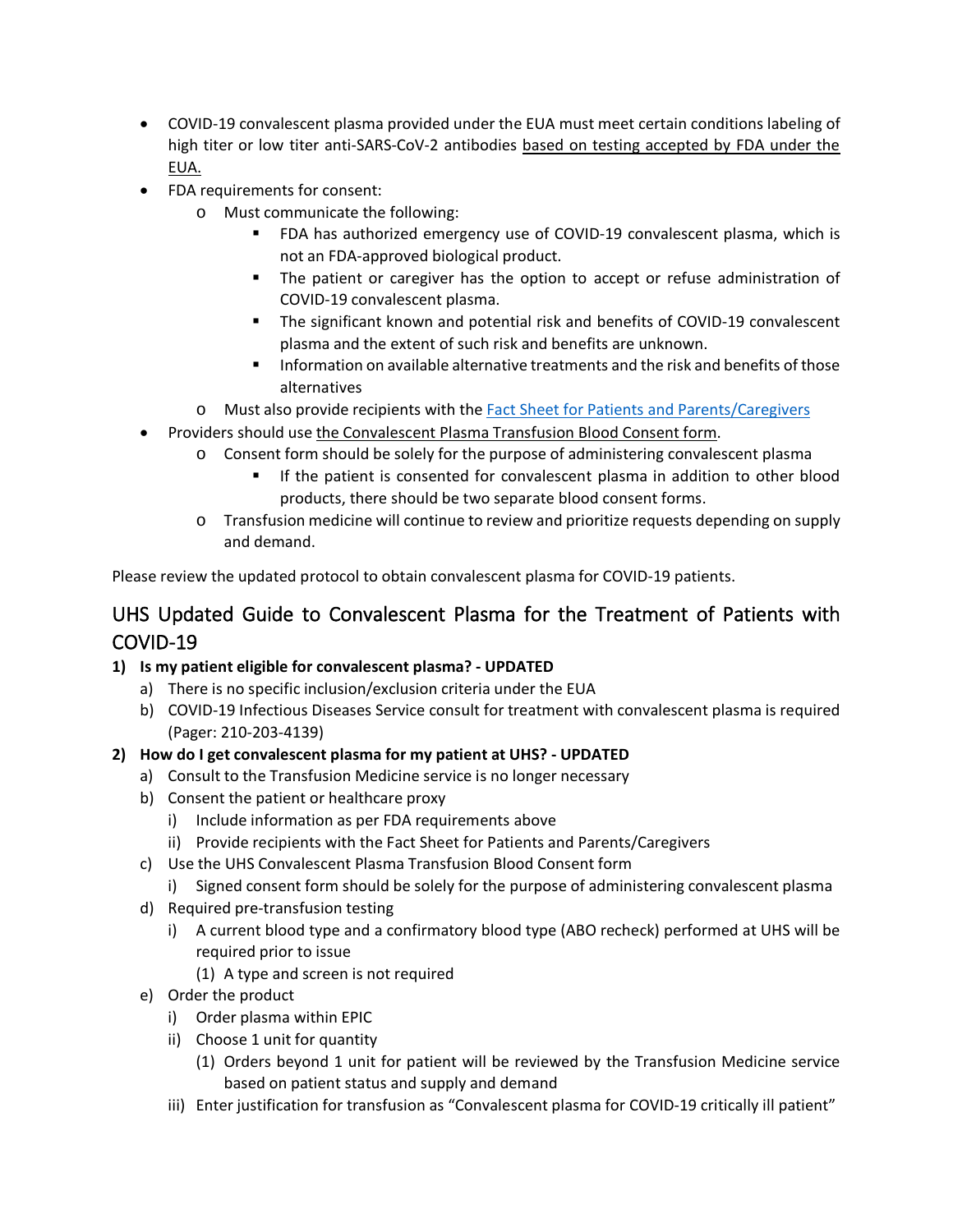- COVID-19 convalescent plasma provided under the EUA must meet certain conditions labeling of high titer or low titer anti-SARS-CoV-2 antibodies based on testing accepted by FDA under the EUA.
- FDA requirements for consent:
  - Must communicate the following:
    - FDA has authorized emergency use of COVID-19 convalescent plasma, which is not an FDA-approved biological product.
    - The patient or caregiver has the option to accept or refuse administration of COVID-19 convalescent plasma.
    - The significant known and potential risk and benefits of COVID-19 convalescent plasma and the extent of such risk and benefits are unknown.
    - Information on available alternative treatments and the risk and benefits of those alternatives
  - Must also provide recipients with the Fact Sheet for Patients and Parents/Caregivers
- Providers should use the Convalescent Plasma Transfusion Blood Consent form.
  - Consent form should be solely for the purpose of administering convalescent plasma
    - If the patient is consented for convalescent plasma in addition to other blood products, there should be two separate blood consent forms.
  - Transfusion medicine will continue to review and prioritize requests depending on supply and demand.

Please review the updated protocol to obtain convalescent plasma for COVID-19 patients.

## UHS Updated Guide to Convalescent Plasma for the Treatment of Patients with COVID-19

**1) Is my patient eligible for convalescent plasma? - UPDATED**

a) There is no specific inclusion/exclusion criteria under the EUA
b) COVID-19 Infectious Diseases Service consult for treatment with convalescent plasma is required (Pager: 210-203-4139)

**2) How do I get convalescent plasma for my patient at UHS? - UPDATED**

a) Consult to the Transfusion Medicine service is no longer necessary
b) Consent the patient or healthcare proxy
   i) Include information as per FDA requirements above
   ii) Provide recipients with the Fact Sheet for Patients and Parents/Caregivers
c) Use the UHS Convalescent Plasma Transfusion Blood Consent form
   i) Signed consent form should be solely for the purpose of administering convalescent plasma
d) Required pre-transfusion testing
   i) A current blood type and a confirmatory blood type (ABO recheck) performed at UHS will be required prior to issue
      (1) A type and screen is not required
e) Order the product
   i) Order plasma within EPIC
   ii) Choose 1 unit for quantity
      (1) Orders beyond 1 unit for patient will be reviewed by the Transfusion Medicine service based on patient status and supply and demand
   iii) Enter justification for transfusion as "Convalescent plasma for COVID-19 critically ill patient"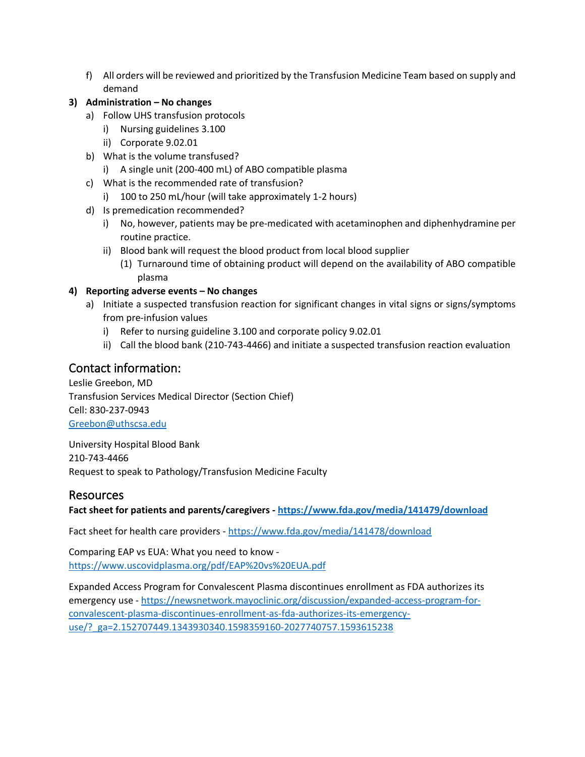f) All orders will be reviewed and prioritized by the Transfusion Medicine Team based on supply and demand

**3) Administration – No changes**

a) Follow UHS transfusion protocols

i) Nursing guidelines 3.100

ii) Corporate 9.02.01

b) What is the volume transfused?

i) A single unit (200-400 mL) of ABO compatible plasma

c) What is the recommended rate of transfusion?

i) 100 to 250 mL/hour (will take approximately 1-2 hours)

d) Is premedication recommended?

i) No, however, patients may be pre-medicated with acetaminophen and diphenhydramine per routine practice.

ii) Blood bank will request the blood product from local blood supplier

(1) Turnaround time of obtaining product will depend on the availability of ABO compatible plasma

**4) Reporting adverse events – No changes**

a) Initiate a suspected transfusion reaction for significant changes in vital signs or signs/symptoms from pre-infusion values

i) Refer to nursing guideline 3.100 and corporate policy 9.02.01

ii) Call the blood bank (210-743-4466) and initiate a suspected transfusion reaction evaluation

## Contact information:

Leslie Greebon, MD
Transfusion Services Medical Director (Section Chief)
Cell: 830-237-0943
Greebon@uthscsa.edu

University Hospital Blood Bank
210-743-4466
Request to speak to Pathology/Transfusion Medicine Faculty

## Resources

**Fact sheet for patients and parents/caregivers - https://www.fda.gov/media/141479/download**

Fact sheet for health care providers - https://www.fda.gov/media/141478/download

Comparing EAP vs EUA: What you need to know - https://www.uscovidplasma.org/pdf/EAP%20vs%20EUA.pdf

Expanded Access Program for Convalescent Plasma discontinues enrollment as FDA authorizes its emergency use - https://newsnetwork.mayoclinic.org/discussion/expanded-access-program-for-convalescent-plasma-discontinues-enrollment-as-fda-authorizes-its-emergency-use/?_ga=2.152707449.1343930340.1598359160-2027740757.1593615238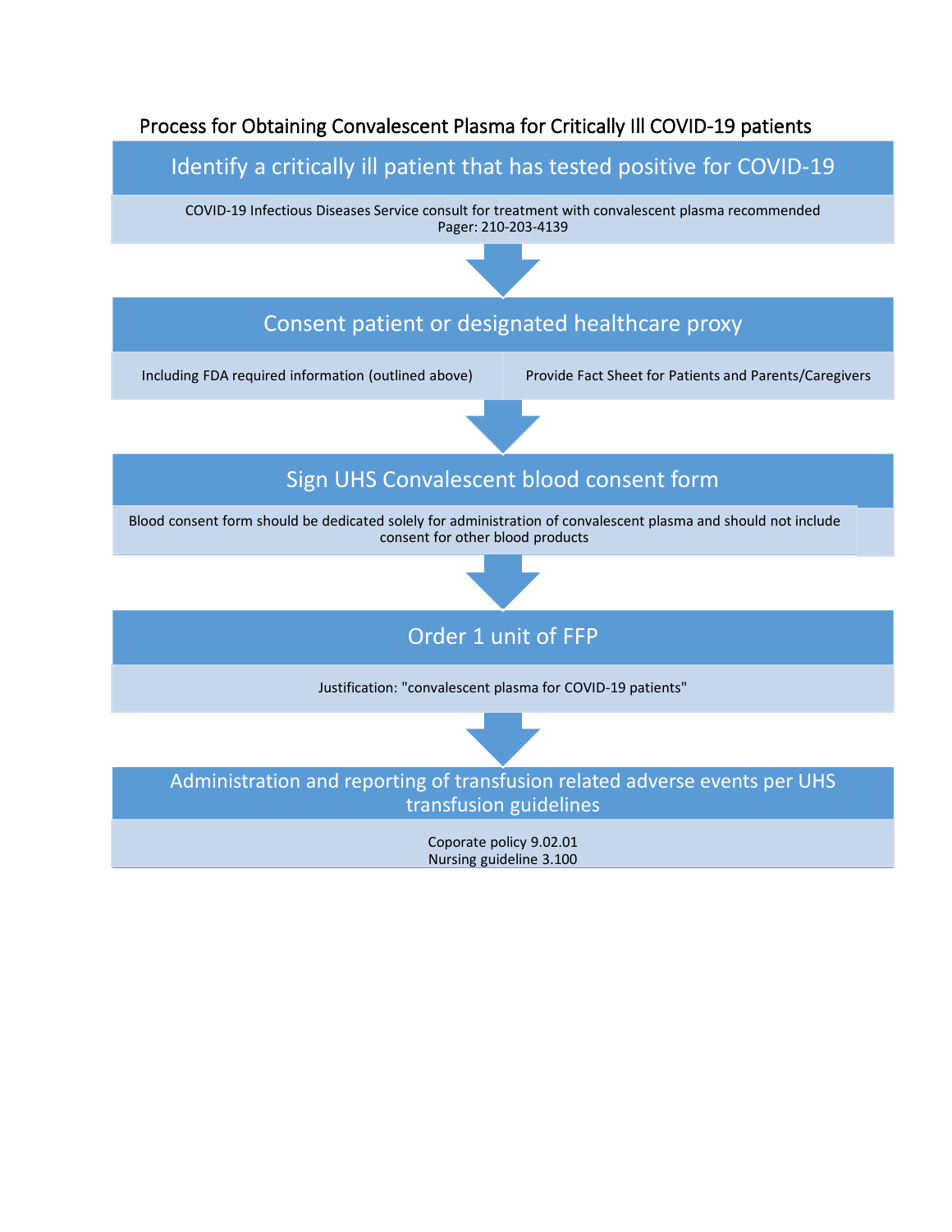# Process for Obtaining Convalescent Plasma for Critically Ill COVID-19 patients

## Identify a critically ill patient that has tested positive for COVID-19

COVID-19 Infectious Diseases Service consult for treatment with convalescent plasma recommended
Pager: 210-203-4139

## Consent patient or designated healthcare proxy

- Including FDA required information (outlined above)
- Provide Fact Sheet for Patients and Parents/Caregivers

## Sign UHS Convalescent blood consent form

Blood consent form should be dedicated solely for administration of convalescent plasma and should not include consent for other blood products

## Order 1 unit of FFP

Justification: "convalescent plasma for COVID-19 patients"

## Administration and reporting of transfusion related adverse events per UHS transfusion guidelines

Coporate policy 9.02.01
Nursing guideline 3.100